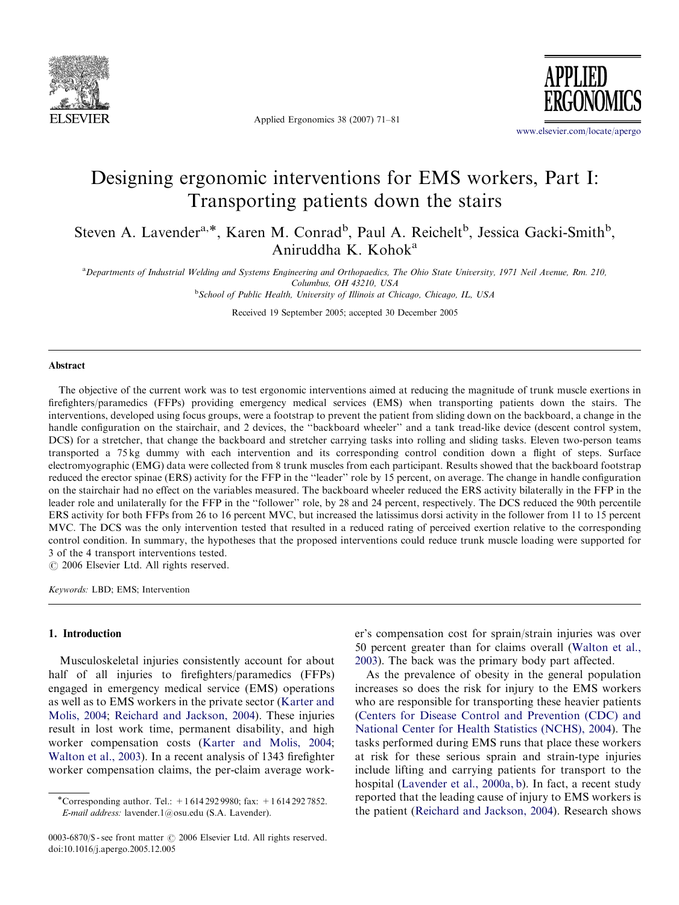# Designing ergonomic interventions for EMS workers, Part I: Transporting patients down the stairs

Steven A. Lavender[a,*], Karen M. Conrad[b], Paul A. Reichelt[b], Jessica Gacki-Smith[b], Aniruddha K. Kohok[a]

[a] Departments of Industrial Welding and Systems Engineering and Orthopaedics, The Ohio State University, 1971 Neil Avenue, Rm. 210, Columbus, OH 43210, USA

[b] School of Public Health, University of Illinois at Chicago, Chicago, IL, USA

Received 19 September 2005; accepted 30 December 2005

## Abstract

The objective of the current work was to test ergonomic interventions aimed at reducing the magnitude of trunk muscle exertions in firefighters/paramedics (FFPs) providing emergency medical services (EMS) when transporting patients down the stairs. The interventions, developed using focus groups, were a footstrap to prevent the patient from sliding down on the backboard, a change in the handle configuration on the stairchair, and 2 devices, the "backboard wheeler" and a tank tread-like device (descent control system, DCS) for a stretcher, that change the backboard and stretcher carrying tasks into rolling and sliding tasks. Eleven two-person teams transported a 75 kg dummy with each intervention and its corresponding control condition down a flight of steps. Surface electromyographic (EMG) data were collected from 8 trunk muscles from each participant. Results showed that the backboard footstrap reduced the erector spinae (ERS) activity for the FFP in the "leader" role by 15 percent, on average. The change in handle configuration on the stairchair had no effect on the variables measured. The backboard wheeler reduced the ERS activity bilaterally in the FFP in the leader role and unilaterally for the FFP in the "follower" role, by 28 and 24 percent, respectively. The DCS reduced the 90th percentile ERS activity for both FFPs from 26 to 16 percent MVC, but increased the latissimus dorsi activity in the follower from 11 to 15 percent MVC. The DCS was the only intervention tested that resulted in a reduced rating of perceived exertion relative to the corresponding control condition. In summary, the hypotheses that the proposed interventions could reduce trunk muscle loading were supported for 3 of the 4 transport interventions tested.

© 2006 Elsevier Ltd. All rights reserved.

*Keywords:* LBD; EMS; Intervention

## 1. Introduction

Musculoskeletal injuries consistently account for about half of all injuries to firefighters/paramedics (FFPs) engaged in emergency medical service (EMS) operations as well as to EMS workers in the private sector (Karter and Molis, 2004; Reichard and Jackson, 2004). These injuries result in lost work time, permanent disability, and high worker compensation costs (Karter and Molis, 2004; Walton et al., 2003). In a recent analysis of 1343 firefighter worker compensation claims, the per-claim average worker's compensation cost for sprain/strain injuries was over 50 percent greater than for claims overall (Walton et al., 2003). The back was the primary body part affected.

As the prevalence of obesity in the general population increases so does the risk for injury to the EMS workers who are responsible for transporting these heavier patients (Centers for Disease Control and Prevention (CDC) and National Center for Health Statistics (NCHS), 2004). The tasks performed during EMS runs that place these workers at risk for these serious sprain and strain-type injuries include lifting and carrying patients for transport to the hospital (Lavender et al., 2000a, b). In fact, a recent study reported that the leading cause of injury to EMS workers is the patient (Reichard and Jackson, 2004). Research shows

*Corresponding author. Tel.: +1 614 292 9980; fax: +1 614 292 7852.
*E-mail address:* lavender.1@osu.edu (S.A. Lavender).

0003-6870/$ - see front matter © 2006 Elsevier Ltd. All rights reserved.
doi:10.1016/j.apergo.2005.12.005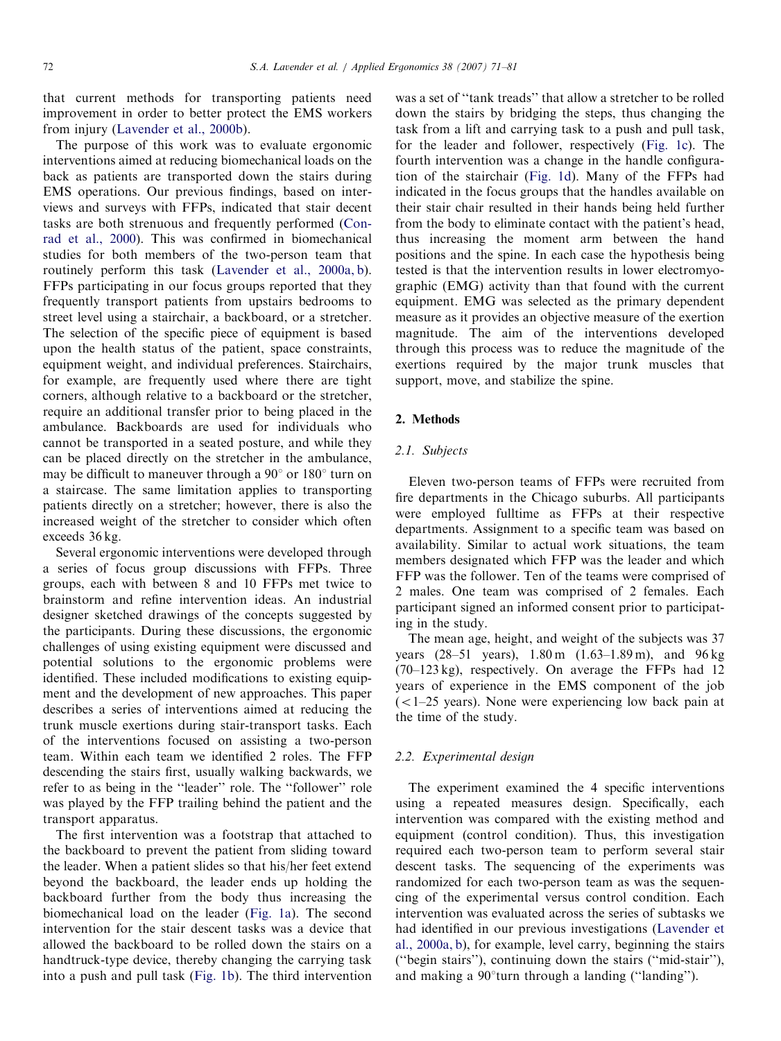that current methods for transporting patients need improvement in order to better protect the EMS workers from injury (Lavender et al., 2000b).

The purpose of this work was to evaluate ergonomic interventions aimed at reducing biomechanical loads on the back as patients are transported down the stairs during EMS operations. Our previous findings, based on interviews and surveys with FFPs, indicated that stair decent tasks are both strenuous and frequently performed (Conrad et al., 2000). This was confirmed in biomechanical studies for both members of the two-person team that routinely perform this task (Lavender et al., 2000a, b). FFPs participating in our focus groups reported that they frequently transport patients from upstairs bedrooms to street level using a stairchair, a backboard, or a stretcher. The selection of the specific piece of equipment is based upon the health status of the patient, space constraints, equipment weight, and individual preferences. Stairchairs, for example, are frequently used where there are tight corners, although relative to a backboard or the stretcher, require an additional transfer prior to being placed in the ambulance. Backboards are used for individuals who cannot be transported in a seated posture, and while they can be placed directly on the stretcher in the ambulance, may be difficult to maneuver through a 90° or 180° turn on a staircase. The same limitation applies to transporting patients directly on a stretcher; however, there is also the increased weight of the stretcher to consider which often exceeds 36 kg.

Several ergonomic interventions were developed through a series of focus group discussions with FFPs. Three groups, each with between 8 and 10 FFPs met twice to brainstorm and refine intervention ideas. An industrial designer sketched drawings of the concepts suggested by the participants. During these discussions, the ergonomic challenges of using existing equipment were discussed and potential solutions to the ergonomic problems were identified. These included modifications to existing equipment and the development of new approaches. This paper describes a series of interventions aimed at reducing the trunk muscle exertions during stair-transport tasks. Each of the interventions focused on assisting a two-person team. Within each team we identified 2 roles. The FFP descending the stairs first, usually walking backwards, we refer to as being in the "leader" role. The "follower" role was played by the FFP trailing behind the patient and the transport apparatus.

The first intervention was a footstrap that attached to the backboard to prevent the patient from sliding toward the leader. When a patient slides so that his/her feet extend beyond the backboard, the leader ends up holding the backboard further from the body thus increasing the biomechanical load on the leader (Fig. 1a). The second intervention for the stair descent tasks was a device that allowed the backboard to be rolled down the stairs on a handtruck-type device, thereby changing the carrying task into a push and pull task (Fig. 1b). The third intervention was a set of "tank treads" that allow a stretcher to be rolled down the stairs by bridging the steps, thus changing the task from a lift and carrying task to a push and pull task, for the leader and follower, respectively (Fig. 1c). The fourth intervention was a change in the handle configuration of the stairchair (Fig. 1d). Many of the FFPs had indicated in the focus groups that the handles available on their stair chair resulted in their hands being held further from the body to eliminate contact with the patient's head, thus increasing the moment arm between the hand positions and the spine. In each case the hypothesis being tested is that the intervention results in lower electromyographic (EMG) activity than that found with the current equipment. EMG was selected as the primary dependent measure as it provides an objective measure of the exertion magnitude. The aim of the interventions developed through this process was to reduce the magnitude of the exertions required by the major trunk muscles that support, move, and stabilize the spine.

## 2. Methods

### 2.1. Subjects

Eleven two-person teams of FFPs were recruited from fire departments in the Chicago suburbs. All participants were employed fulltime as FFPs at their respective departments. Assignment to a specific team was based on availability. Similar to actual work situations, the team members designated which FFP was the leader and which FFP was the follower. Ten of the teams were comprised of 2 males. One team was comprised of 2 females. Each participant signed an informed consent prior to participating in the study.

The mean age, height, and weight of the subjects was 37 years (28–51 years), 1.80 m (1.63–1.89 m), and 96 kg (70–123 kg), respectively. On average the FFPs had 12 years of experience in the EMS component of the job (<1–25 years). None were experiencing low back pain at the time of the study.

### 2.2. Experimental design

The experiment examined the 4 specific interventions using a repeated measures design. Specifically, each intervention was compared with the existing method and equipment (control condition). Thus, this investigation required each two-person team to perform several stair descent tasks. The sequencing of the experiments was randomized for each two-person team as was the sequencing of the experimental versus control condition. Each intervention was evaluated across the series of subtasks we had identified in our previous investigations (Lavender et al., 2000a, b), for example, level carry, beginning the stairs ("begin stairs"), continuing down the stairs ("mid-stair"), and making a 90°turn through a landing ("landing").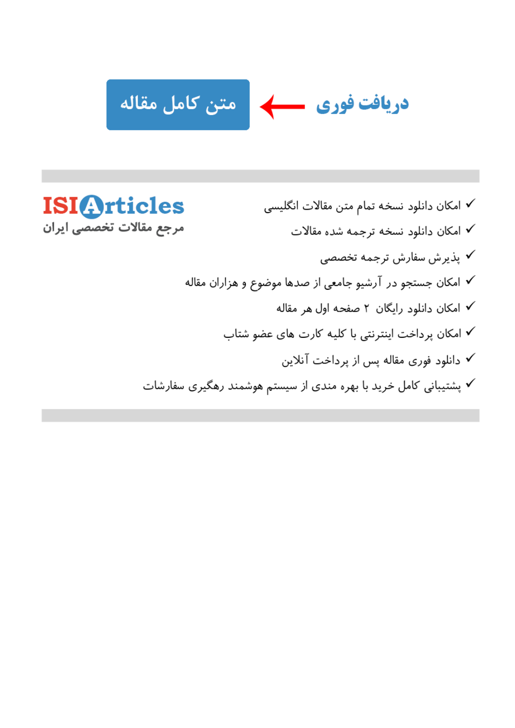دریافت فوری ← **متن کامل مقاله**

**ISIArticles**

مرجع مقالات تخصصی ایران

- ✓ امکان دانلود نسخه تمام متن مقالات انگلیسی
- ✓ امکان دانلود نسخه ترجمه شده مقالات
- ✓ پذیرش سفارش ترجمه تخصصی
- ✓ امکان جستجو در آرشیو جامعی از صدها موضوع و هزاران مقاله
- ✓ امکان دانلود رایگان ۲ صفحه اول هر مقاله
- ✓ امکان پرداخت اینترنتی با کلیه کارت های عضو شتاب
- ✓ دانلود فوری مقاله پس از پرداخت آنلاین
- ✓ پشتیبانی کامل خرید با بهره مندی از سیستم هوشمند رهگیری سفارشات